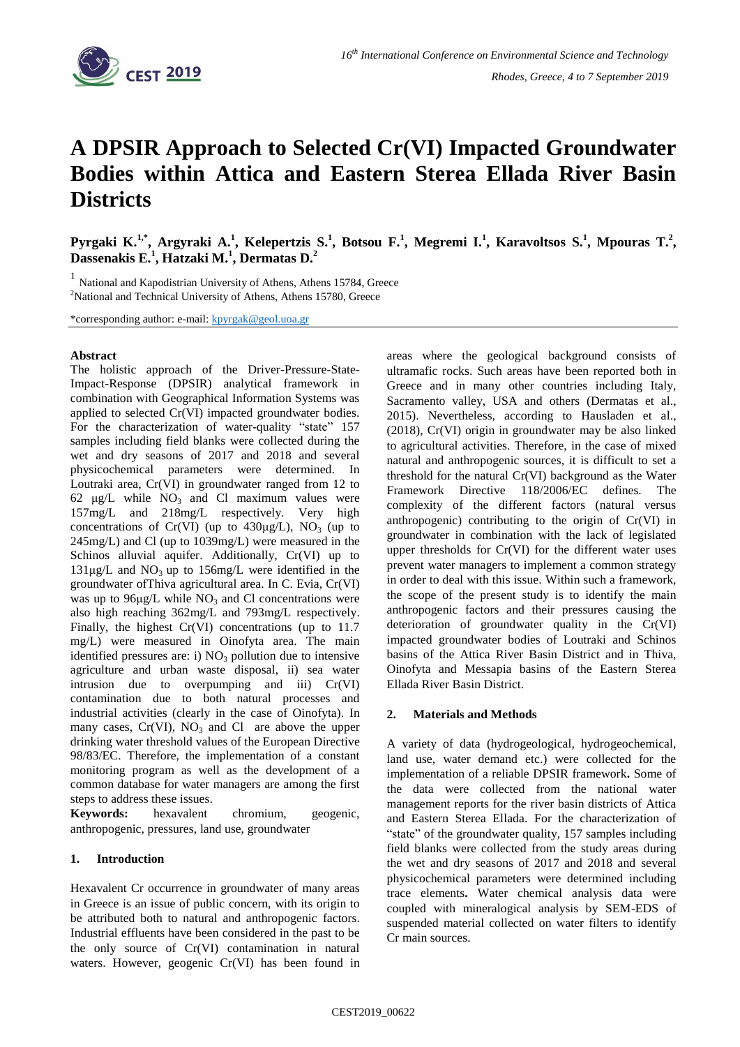# A DPSIR Approach to Selected Cr(VI) Impacted Groundwater Bodies within Attica and Eastern Sterea Ellada River Basin Districts

**Pyrgaki K.[1,*], Argyraki A.[1], Kelepertzis S.[1], Botsou F.[1], Megremi I.[1], Karavoltsos S.[1], Mpouras T.[2], Dassenakis E.[1], Hatzaki M.[1], Dermatas D.[2]**

[1] National and Kapodistrian University of Athens, Athens 15784, Greece

[2] National and Technical University of Athens, Athens 15780, Greece

*corresponding author: e-mail: kpyrgak@geol.uoa.gr

### Abstract

The holistic approach of the Driver-Pressure-State-Impact-Response (DPSIR) analytical framework in combination with Geographical Information Systems was applied to selected Cr(VI) impacted groundwater bodies. For the characterization of water-quality "state" 157 samples including field blanks were collected during the wet and dry seasons of 2017 and 2018 and several physicochemical parameters were determined. In Loutraki area, Cr(VI) in groundwater ranged from 12 to 62 μg/L while $NO_3$ and Cl maximum values were 157mg/L and 218mg/L respectively. Very high concentrations of Cr(VI) (up to 430μg/L), $NO_3$ (up to 245mg/L) and Cl (up to 1039mg/L) were measured in the Schinos alluvial aquifer. Additionally, Cr(VI) up to 131μg/L and $NO_3$ up to 156mg/L were identified in the groundwater ofThiva agricultural area. In C. Evia, Cr(VI) was up to 96μg/L while $NO_3$ and Cl concentrations were also high reaching 362mg/L and 793mg/L respectively. Finally, the highest Cr(VI) concentrations (up to 11.7 mg/L) were measured in Oinofyta area. The main identified pressures are: i) $NO_3$ pollution due to intensive agriculture and urban waste disposal, ii) sea water intrusion due to overpumping and iii) Cr(VI) contamination due to both natural processes and industrial activities (clearly in the case of Oinofyta). In many cases, Cr(VI), $NO_3$ and Cl are above the upper drinking water threshold values of the European Directive 98/83/EC. Therefore, the implementation of a constant monitoring program as well as the development of a common database for water managers are among the first steps to address these issues.

**Keywords:** hexavalent chromium, geogenic, anthropogenic, pressures, land use, groundwater

## 1. Introduction

Hexavalent Cr occurrence in groundwater of many areas in Greece is an issue of public concern, with its origin to be attributed both to natural and anthropogenic factors. Industrial effluents have been considered in the past to be the only source of Cr(VI) contamination in natural waters. However, geogenic Cr(VI) has been found in areas where the geological background consists of ultramafic rocks. Such areas have been reported both in Greece and in many other countries including Italy, Sacramento valley, USA and others (Dermatas et al., 2015). Nevertheless, according to Hausladen et al., (2018), Cr(VI) origin in groundwater may be also linked to agricultural activities. Therefore, in the case of mixed natural and anthropogenic sources, it is difficult to set a threshold for the natural Cr(VI) background as the Water Framework Directive 118/2006/EC defines. The complexity of the different factors (natural versus anthropogenic) contributing to the origin of Cr(VI) in groundwater in combination with the lack of legislated upper thresholds for Cr(VI) for the different water uses prevent water managers to implement a common strategy in order to deal with this issue. Within such a framework, the scope of the present study is to identify the main anthropogenic factors and their pressures causing the deterioration of groundwater quality in the Cr(VI) impacted groundwater bodies of Loutraki and Schinos basins of the Attica River Basin District and in Thiva, Oinofyta and Messapia basins of the Eastern Sterea Ellada River Basin District.

## 2. Materials and Methods

A variety of data (hydrogeological, hydrogeochemical, land use, water demand etc.) were collected for the implementation of a reliable DPSIR framework**.** Some of the data were collected from the national water management reports for the river basin districts of Attica and Eastern Sterea Ellada. For the characterization of "state" of the groundwater quality, 157 samples including field blanks were collected from the study areas during the wet and dry seasons of 2017 and 2018 and several physicochemical parameters were determined including trace elements**.** Water chemical analysis data were coupled with mineralogical analysis by SEM-EDS of suspended material collected on water filters to identify Cr main sources.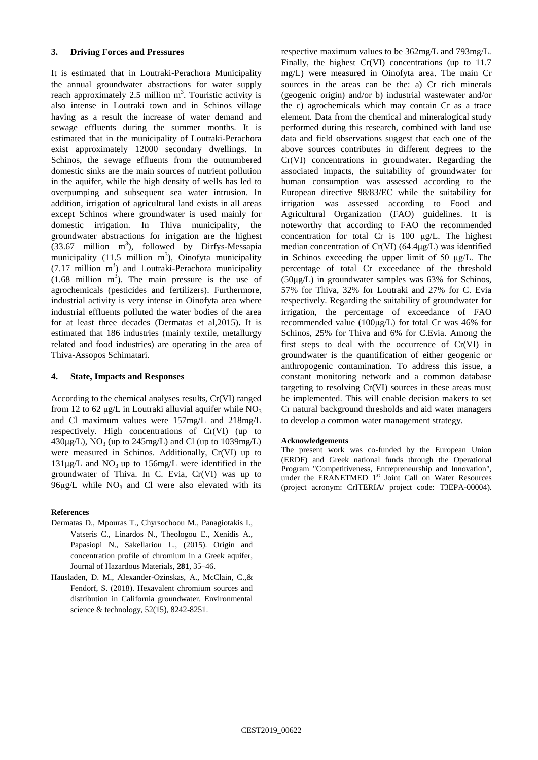## 3. Driving Forces and Pressures

It is estimated that in Loutraki-Perachora Municipality the annual groundwater abstractions for water supply reach approximately 2.5 million $m^3$. Touristic activity is also intense in Loutraki town and in Schinos village having as a result the increase of water demand and sewage effluents during the summer months. It is estimated that in the municipality of Loutraki-Perachora exist approximately 12000 secondary dwellings. In Schinos, the sewage effluents from the outnumbered domestic sinks are the main sources of nutrient pollution in the aquifer, while the high density of wells has led to overpumping and subsequent sea water intrusion. In addition, irrigation of agricultural land exists in all areas except Schinos where groundwater is used mainly for domestic irrigation. In Thiva municipality, the groundwater abstractions for irrigation are the highest (33.67 million $m^3$), followed by Dirfys-Messapia municipality (11.5 million $m^3$), Oinofyta municipality (7.17 million $m^3$) and Loutraki-Perachora municipality (1.68 million $m^3$). The main pressure is the use of agrochemicals (pesticides and fertilizers). Furthermore, industrial activity is very intense in Oinofyta area where industrial effluents polluted the water bodies of the area for at least three decades (Dermatas et al,2015). It is estimated that 186 industries (mainly textile, metallurgy related and food industries) are operating in the area of Thiva-Assopos Schimatari.

## 4. State, Impacts and Responses

According to the chemical analyses results, Cr(VI) ranged from 12 to 62 μg/L in Loutraki alluvial aquifer while $NO_3$ and Cl maximum values were 157mg/L and 218mg/L respectively. High concentrations of Cr(VI) (up to 430μg/L), $NO_3$ (up to 245mg/L) and Cl (up to 1039mg/L) were measured in Schinos. Additionally, Cr(VI) up to 131μg/L and $NO_3$ up to 156mg/L were identified in the groundwater of Thiva. In C. Evia, Cr(VI) was up to 96μg/L while $NO_3$ and Cl were also elevated with its respective maximum values to be 362mg/L and 793mg/L. Finally, the highest Cr(VI) concentrations (up to 11.7 mg/L) were measured in Oinofyta area. The main Cr sources in the areas can be the: a) Cr rich minerals (geogenic origin) and/or b) industrial wastewater and/or the c) agrochemicals which may contain Cr as a trace element. Data from the chemical and mineralogical study performed during this research, combined with land use data and field observations suggest that each one of the above sources contributes in different degrees to the Cr(VI) concentrations in groundwater. Regarding the associated impacts, the suitability of groundwater for human consumption was assessed according to the European directive 98/83/EC while the suitability for irrigation was assessed according to Food and Agricultural Organization (FAO) guidelines. It is noteworthy that according to FAO the recommended concentration for total Cr is 100 μg/L. The highest median concentration of Cr(VI) (64.4μg/L) was identified in Schinos exceeding the upper limit of 50 μg/L. The percentage of total Cr exceedance of the threshold (50μg/L) in groundwater samples was 63% for Schinos, 57% for Thiva, 32% for Loutraki and 27% for C. Evia respectively. Regarding the suitability of groundwater for irrigation, the percentage of exceedance of FAO recommended value (100μg/L) for total Cr was 46% for Schinos, 25% for Thiva and 6% for C.Evia. Among the first steps to deal with the occurrence of Cr(VI) in groundwater is the quantification of either geogenic or anthropogenic contamination. To address this issue, a constant monitoring network and a common database targeting to resolving Cr(VI) sources in these areas must be implemented. This will enable decision makers to set Cr natural background thresholds and aid water managers to develop a common water management strategy.

**Acknowledgements**

The present work was co-funded by the European Union (ERDF) and Greek national funds through the Operational Program "Competitiveness, Entrepreneurship and Innovation", under the ERANETMED 1st Joint Call on Water Resources (project acronym: CrITERIA/ project code: T3EPA-00004).

**References**

Dermatas D., Mpouras T., Chyrsochoou M., Panagiotakis I., Vatseris C., Linardos N., Theologou E., Xenidis A., Papasiopi N., Sakellariou L., (2015). Origin and concentration profile of chromium in a Greek aquifer, Journal of Hazardous Materials, **281**, 35–46.

Hausladen, D. M., Alexander-Ozinskas, A., McClain, C.,& Fendorf, S. (2018). Hexavalent chromium sources and distribution in California groundwater. Environmental science & technology, 52(15), 8242-8251.